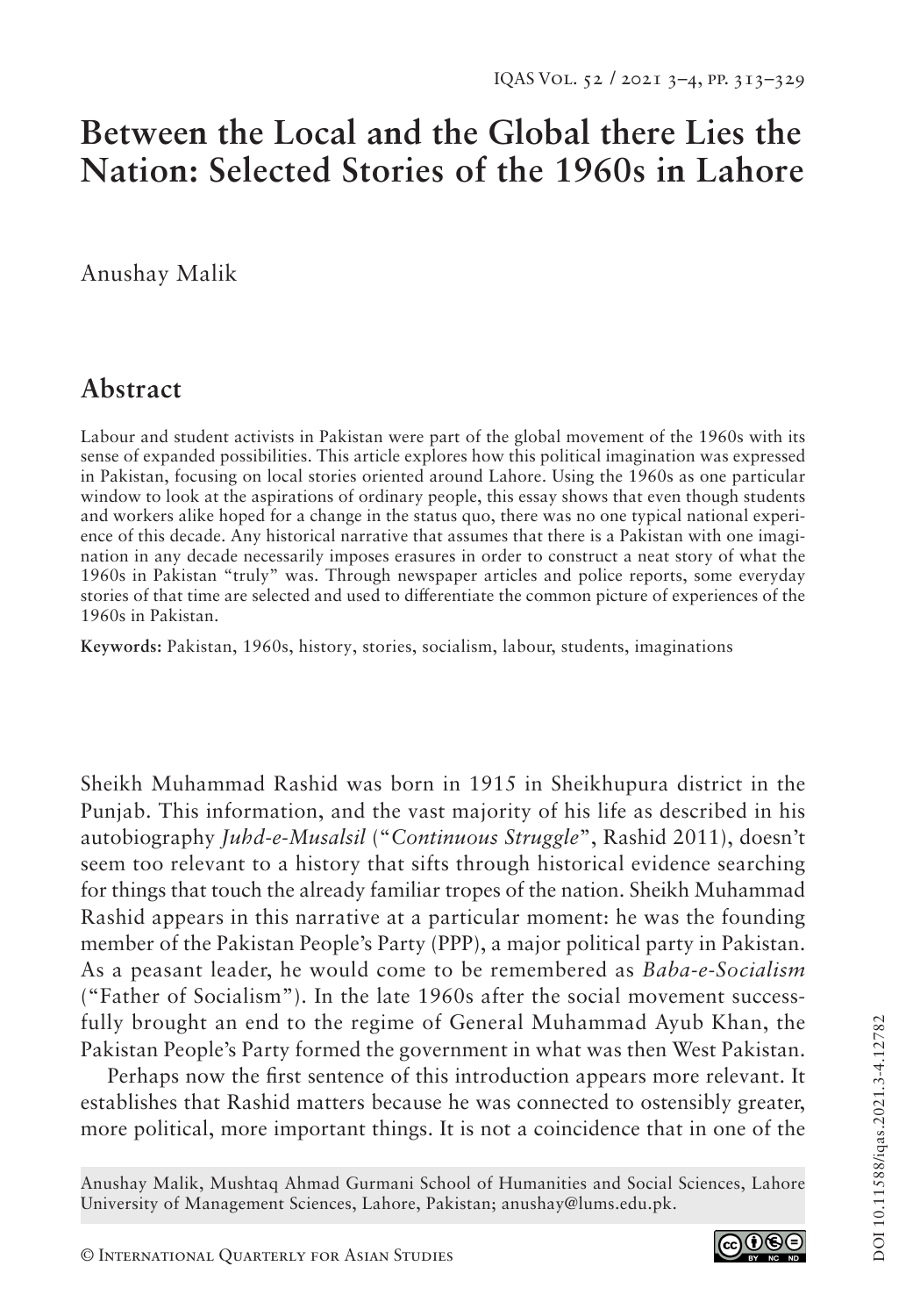# Between the Local and the Global there Lies the Nation: Selected Stories of the 1960s in Lahore

Anushay Malik

## Abstract

Labour and student activists in Pakistan were part of the global movement of the 1960s with its sense of expanded possibilities. This article explores how this political imagination was expressed in Pakistan, focusing on local stories oriented around Lahore. Using the 1960s as one particular window to look at the aspirations of ordinary people, this essay shows that even though students and workers alike hoped for a change in the status quo, there was no one typical national experience of this decade. Any historical narrative that assumes that there is a Pakistan with one imagination in any decade necessarily imposes erasures in order to construct a neat story of what the 1960s in Pakistan "truly" was. Through newspaper articles and police reports, some everyday stories of that time are selected and used to differentiate the common picture of experiences of the 1960s in Pakistan.

**Keywords:** Pakistan, 1960s, history, stories, socialism, labour, students, imaginations

Sheikh Muhammad Rashid was born in 1915 in Sheikhupura district in the Punjab. This information, and the vast majority of his life as described in his autobiography *Juhd-e-Musalsil* ("*Continuous Struggle*", Rashid 2011), doesn't seem too relevant to a history that sifts through historical evidence searching for things that touch the already familiar tropes of the nation. Sheikh Muhammad Rashid appears in this narrative at a particular moment: he was the founding member of the Pakistan People's Party (PPP), a major political party in Pakistan. As a peasant leader, he would come to be remembered as *Baba-e-Socialism* ("Father of Socialism"). In the late 1960s after the social movement successfully brought an end to the regime of General Muhammad Ayub Khan, the Pakistan People's Party formed the government in what was then West Pakistan.

Perhaps now the first sentence of this introduction appears more relevant. It establishes that Rashid matters because he was connected to ostensibly greater, more political, more important things. It is not a coincidence that in one of the

Anushay Malik, Mushtaq Ahmad Gurmani School of Humanities and Social Sciences, Lahore University of Management Sciences, Lahore, Pakistan; anushay@lums.edu.pk.

© International Quarterly for Asian Studies

DOI 10.11588/iqas.2021.3-4.12782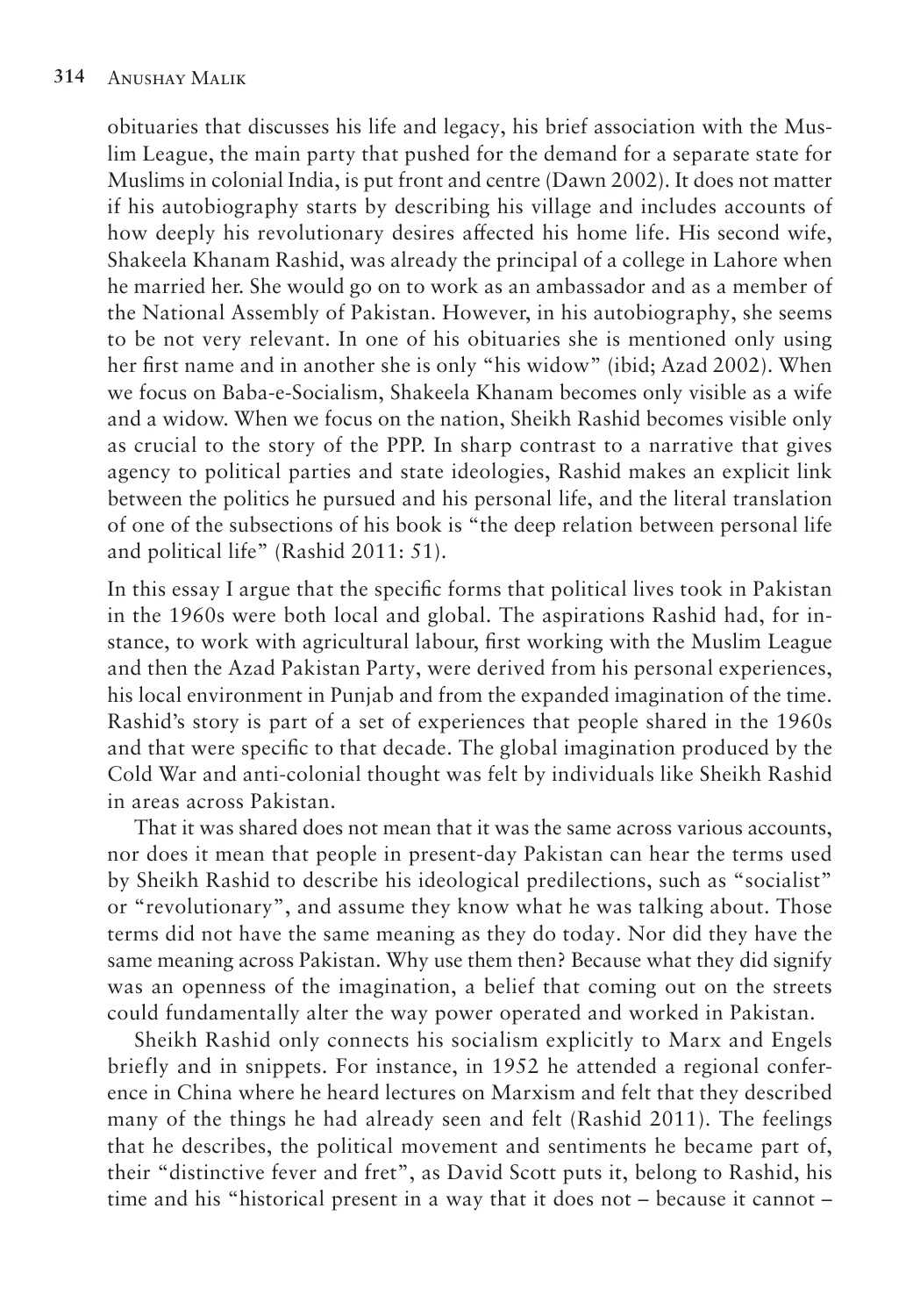obituaries that discusses his life and legacy, his brief association with the Muslim League, the main party that pushed for the demand for a separate state for Muslims in colonial India, is put front and centre (Dawn 2002). It does not matter if his autobiography starts by describing his village and includes accounts of how deeply his revolutionary desires affected his home life. His second wife, Shakeela Khanam Rashid, was already the principal of a college in Lahore when he married her. She would go on to work as an ambassador and as a member of the National Assembly of Pakistan. However, in his autobiography, she seems to be not very relevant. In one of his obituaries she is mentioned only using her first name and in another she is only "his widow" (ibid; Azad 2002). When we focus on Baba-e-Socialism, Shakeela Khanam becomes only visible as a wife and a widow. When we focus on the nation, Sheikh Rashid becomes visible only as crucial to the story of the PPP. In sharp contrast to a narrative that gives agency to political parties and state ideologies, Rashid makes an explicit link between the politics he pursued and his personal life, and the literal translation of one of the subsections of his book is "the deep relation between personal life and political life" (Rashid 2011: 51).

In this essay I argue that the specific forms that political lives took in Pakistan in the 1960s were both local and global. The aspirations Rashid had, for instance, to work with agricultural labour, first working with the Muslim League and then the Azad Pakistan Party, were derived from his personal experiences, his local environment in Punjab and from the expanded imagination of the time. Rashid's story is part of a set of experiences that people shared in the 1960s and that were specific to that decade. The global imagination produced by the Cold War and anti-colonial thought was felt by individuals like Sheikh Rashid in areas across Pakistan.

That it was shared does not mean that it was the same across various accounts, nor does it mean that people in present-day Pakistan can hear the terms used by Sheikh Rashid to describe his ideological predilections, such as "socialist" or "revolutionary", and assume they know what he was talking about. Those terms did not have the same meaning as they do today. Nor did they have the same meaning across Pakistan. Why use them then? Because what they did signify was an openness of the imagination, a belief that coming out on the streets could fundamentally alter the way power operated and worked in Pakistan.

Sheikh Rashid only connects his socialism explicitly to Marx and Engels briefly and in snippets. For instance, in 1952 he attended a regional conference in China where he heard lectures on Marxism and felt that they described many of the things he had already seen and felt (Rashid 2011). The feelings that he describes, the political movement and sentiments he became part of, their "distinctive fever and fret", as David Scott puts it, belong to Rashid, his time and his "historical present in a way that it does not – because it cannot –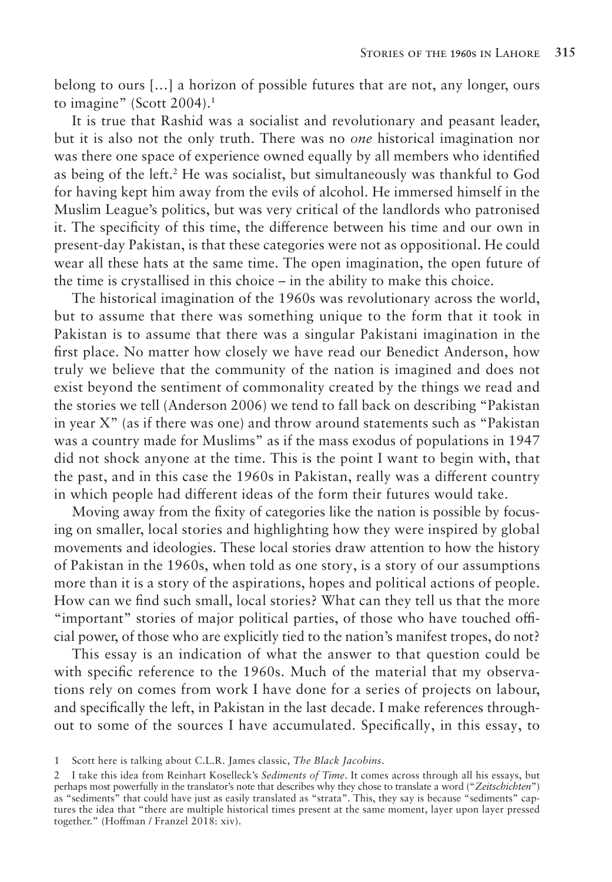belong to ours [...] a horizon of possible futures that are not, any longer, ours to imagine" (Scott 2004).[1]

It is true that Rashid was a socialist and revolutionary and peasant leader, but it is also not the only truth. There was no *one* historical imagination nor was there one space of experience owned equally by all members who identified as being of the left.[2] He was socialist, but simultaneously was thankful to God for having kept him away from the evils of alcohol. He immersed himself in the Muslim League's politics, but was very critical of the landlords who patronised it. The specificity of this time, the difference between his time and our own in present-day Pakistan, is that these categories were not as oppositional. He could wear all these hats at the same time. The open imagination, the open future of the time is crystallised in this choice – in the ability to make this choice.

The historical imagination of the 1960s was revolutionary across the world, but to assume that there was something unique to the form that it took in Pakistan is to assume that there was a singular Pakistani imagination in the first place. No matter how closely we have read our Benedict Anderson, how truly we believe that the community of the nation is imagined and does not exist beyond the sentiment of commonality created by the things we read and the stories we tell (Anderson 2006) we tend to fall back on describing "Pakistan in year X" (as if there was one) and throw around statements such as "Pakistan was a country made for Muslims" as if the mass exodus of populations in 1947 did not shock anyone at the time. This is the point I want to begin with, that the past, and in this case the 1960s in Pakistan, really was a different country in which people had different ideas of the form their futures would take.

Moving away from the fixity of categories like the nation is possible by focusing on smaller, local stories and highlighting how they were inspired by global movements and ideologies. These local stories draw attention to how the history of Pakistan in the 1960s, when told as one story, is a story of our assumptions more than it is a story of the aspirations, hopes and political actions of people. How can we find such small, local stories? What can they tell us that the more "important" stories of major political parties, of those who have touched official power, of those who are explicitly tied to the nation's manifest tropes, do not?

This essay is an indication of what the answer to that question could be with specific reference to the 1960s. Much of the material that my observations rely on comes from work I have done for a series of projects on labour, and specifically the left, in Pakistan in the last decade. I make references throughout to some of the sources I have accumulated. Specifically, in this essay, to

1 Scott here is talking about C.L.R. James classic, *The Black Jacobins*.

2 I take this idea from Reinhart Koselleck's *Sediments of Time*. It comes across through all his essays, but perhaps most powerfully in the translator's note that describes why they chose to translate a word ("*Zeitschichten*") as "sediments" that could have just as easily translated as "strata". This, they say is because "sediments" captures the idea that "there are multiple historical times present at the same moment, layer upon layer pressed together." (Hoffman / Franzel 2018: xiv).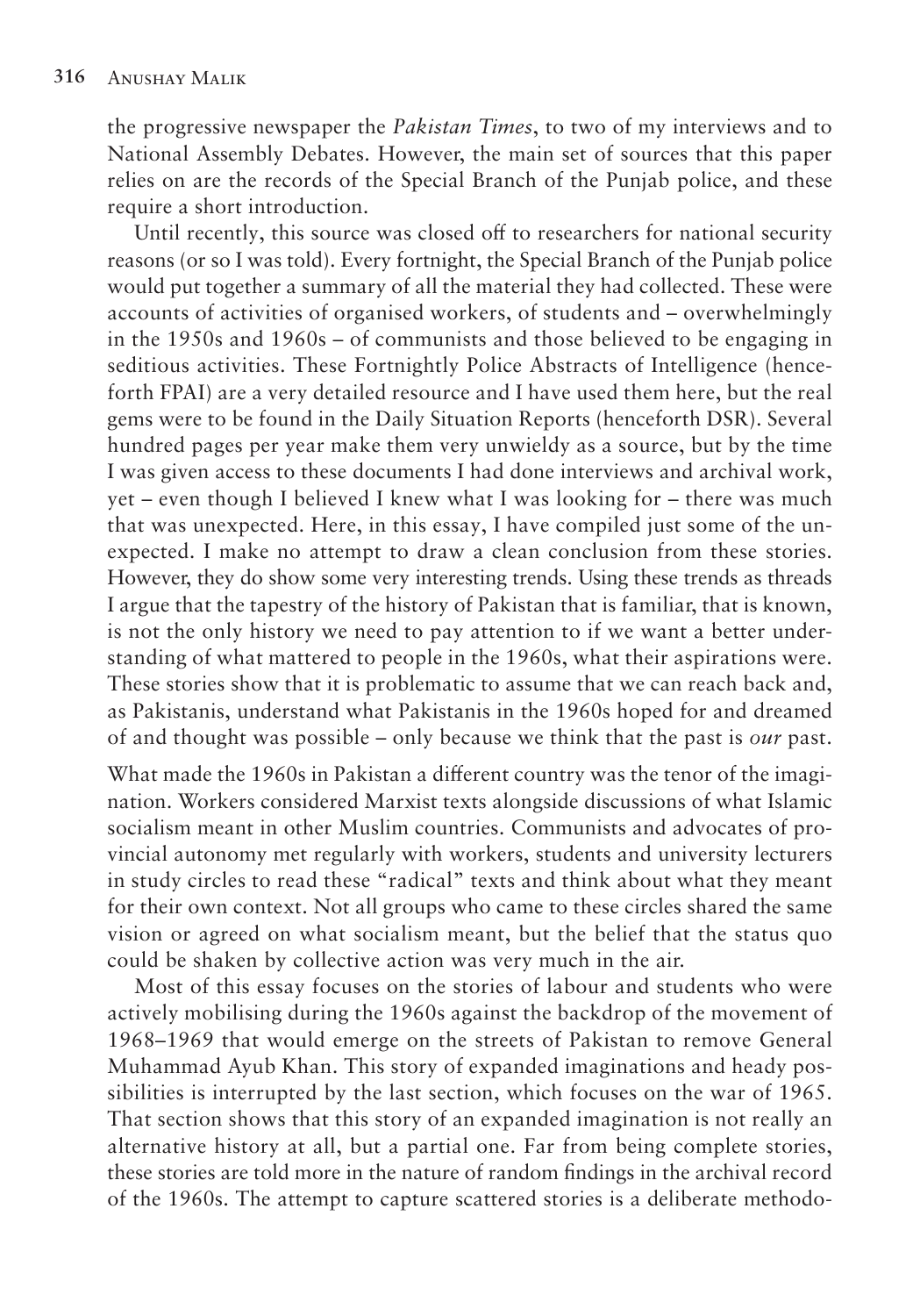the progressive newspaper the *Pakistan Times*, to two of my interviews and to National Assembly Debates. However, the main set of sources that this paper relies on are the records of the Special Branch of the Punjab police, and these require a short introduction.

Until recently, this source was closed off to researchers for national security reasons (or so I was told). Every fortnight, the Special Branch of the Punjab police would put together a summary of all the material they had collected. These were accounts of activities of organised workers, of students and – overwhelmingly in the 1950s and 1960s – of communists and those believed to be engaging in seditious activities. These Fortnightly Police Abstracts of Intelligence (henceforth FPAI) are a very detailed resource and I have used them here, but the real gems were to be found in the Daily Situation Reports (henceforth DSR). Several hundred pages per year make them very unwieldy as a source, but by the time I was given access to these documents I had done interviews and archival work, yet – even though I believed I knew what I was looking for – there was much that was unexpected. Here, in this essay, I have compiled just some of the unexpected. I make no attempt to draw a clean conclusion from these stories. However, they do show some very interesting trends. Using these trends as threads I argue that the tapestry of the history of Pakistan that is familiar, that is known, is not the only history we need to pay attention to if we want a better understanding of what mattered to people in the 1960s, what their aspirations were. These stories show that it is problematic to assume that we can reach back and, as Pakistanis, understand what Pakistanis in the 1960s hoped for and dreamed of and thought was possible – only because we think that the past is *our* past.

What made the 1960s in Pakistan a different country was the tenor of the imagination. Workers considered Marxist texts alongside discussions of what Islamic socialism meant in other Muslim countries. Communists and advocates of provincial autonomy met regularly with workers, students and university lecturers in study circles to read these "radical" texts and think about what they meant for their own context. Not all groups who came to these circles shared the same vision or agreed on what socialism meant, but the belief that the status quo could be shaken by collective action was very much in the air.

Most of this essay focuses on the stories of labour and students who were actively mobilising during the 1960s against the backdrop of the movement of 1968–1969 that would emerge on the streets of Pakistan to remove General Muhammad Ayub Khan. This story of expanded imaginations and heady possibilities is interrupted by the last section, which focuses on the war of 1965. That section shows that this story of an expanded imagination is not really an alternative history at all, but a partial one. Far from being complete stories, these stories are told more in the nature of random findings in the archival record of the 1960s. The attempt to capture scattered stories is a deliberate methodo-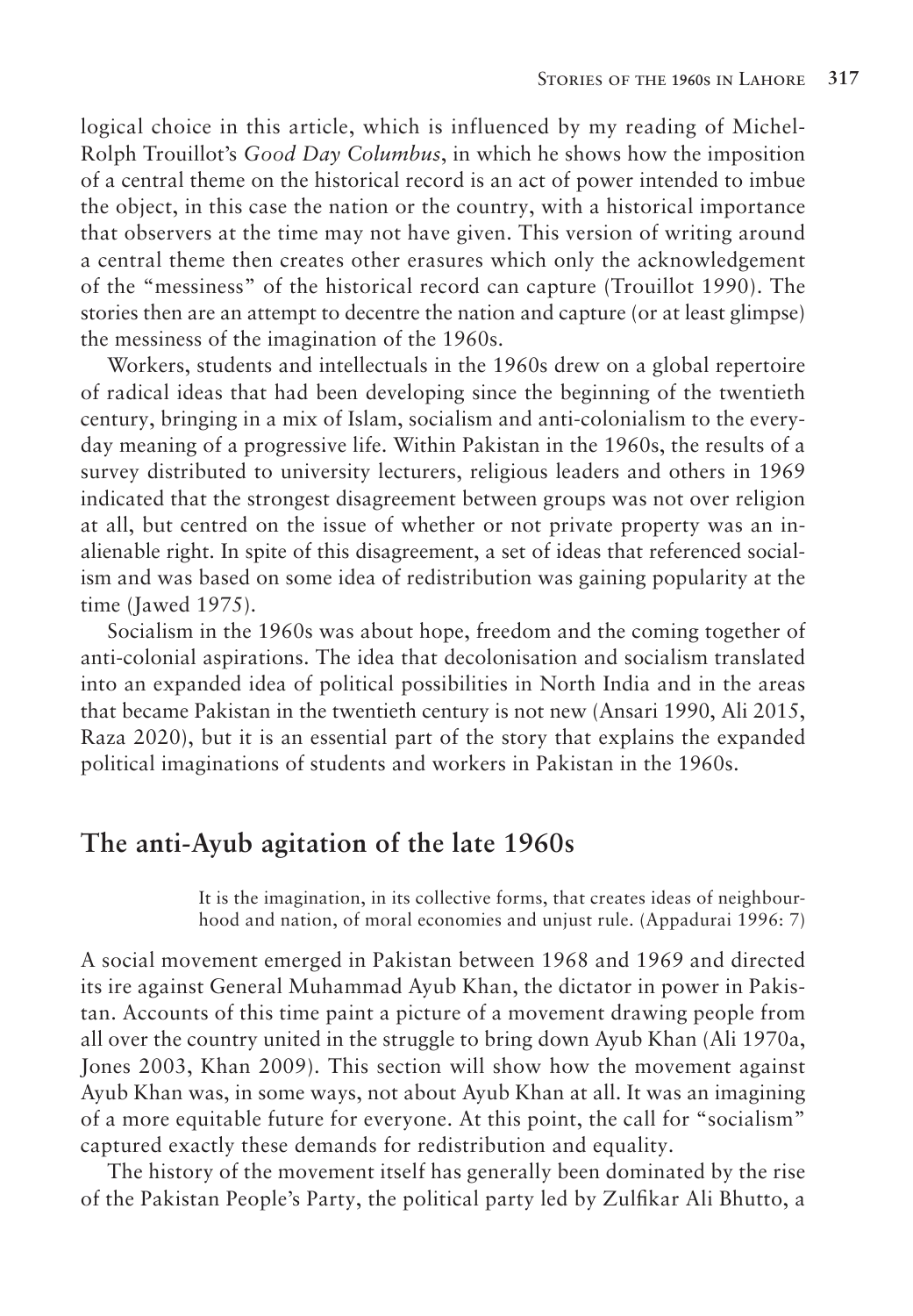logical choice in this article, which is influenced by my reading of Michel-Rolph Trouillot's *Good Day Columbus*, in which he shows how the imposition of a central theme on the historical record is an act of power intended to imbue the object, in this case the nation or the country, with a historical importance that observers at the time may not have given. This version of writing around a central theme then creates other erasures which only the acknowledgement of the "messiness" of the historical record can capture (Trouillot 1990). The stories then are an attempt to decentre the nation and capture (or at least glimpse) the messiness of the imagination of the 1960s.

Workers, students and intellectuals in the 1960s drew on a global repertoire of radical ideas that had been developing since the beginning of the twentieth century, bringing in a mix of Islam, socialism and anti-colonialism to the everyday meaning of a progressive life. Within Pakistan in the 1960s, the results of a survey distributed to university lecturers, religious leaders and others in 1969 indicated that the strongest disagreement between groups was not over religion at all, but centred on the issue of whether or not private property was an inalienable right. In spite of this disagreement, a set of ideas that referenced socialism and was based on some idea of redistribution was gaining popularity at the time (Jawed 1975).

Socialism in the 1960s was about hope, freedom and the coming together of anti-colonial aspirations. The idea that decolonisation and socialism translated into an expanded idea of political possibilities in North India and in the areas that became Pakistan in the twentieth century is not new (Ansari 1990, Ali 2015, Raza 2020), but it is an essential part of the story that explains the expanded political imaginations of students and workers in Pakistan in the 1960s.

## The anti-Ayub agitation of the late 1960s

> It is the imagination, in its collective forms, that creates ideas of neighbourhood and nation, of moral economies and unjust rule. (Appadurai 1996: 7)

A social movement emerged in Pakistan between 1968 and 1969 and directed its ire against General Muhammad Ayub Khan, the dictator in power in Pakistan. Accounts of this time paint a picture of a movement drawing people from all over the country united in the struggle to bring down Ayub Khan (Ali 1970a, Jones 2003, Khan 2009). This section will show how the movement against Ayub Khan was, in some ways, not about Ayub Khan at all. It was an imagining of a more equitable future for everyone. At this point, the call for "socialism" captured exactly these demands for redistribution and equality.

The history of the movement itself has generally been dominated by the rise of the Pakistan People's Party, the political party led by Zulfikar Ali Bhutto, a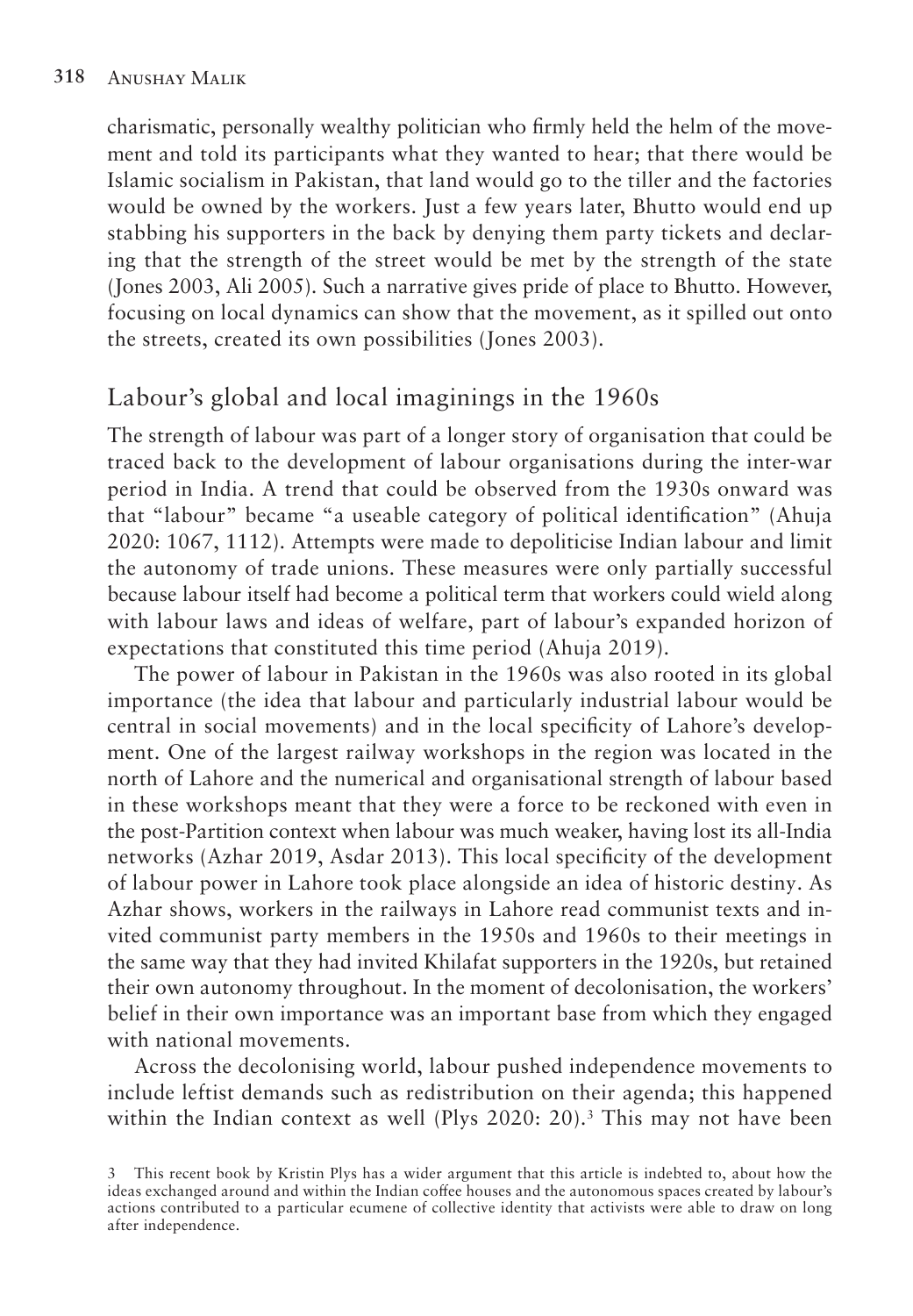charismatic, personally wealthy politician who firmly held the helm of the movement and told its participants what they wanted to hear; that there would be Islamic socialism in Pakistan, that land would go to the tiller and the factories would be owned by the workers. Just a few years later, Bhutto would end up stabbing his supporters in the back by denying them party tickets and declaring that the strength of the street would be met by the strength of the state (Jones 2003, Ali 2005). Such a narrative gives pride of place to Bhutto. However, focusing on local dynamics can show that the movement, as it spilled out onto the streets, created its own possibilities (Jones 2003).

## Labour's global and local imaginings in the 1960s

The strength of labour was part of a longer story of organisation that could be traced back to the development of labour organisations during the inter-war period in India. A trend that could be observed from the 1930s onward was that "labour" became "a useable category of political identification" (Ahuja 2020: 1067, 1112). Attempts were made to depoliticise Indian labour and limit the autonomy of trade unions. These measures were only partially successful because labour itself had become a political term that workers could wield along with labour laws and ideas of welfare, part of labour's expanded horizon of expectations that constituted this time period (Ahuja 2019).

The power of labour in Pakistan in the 1960s was also rooted in its global importance (the idea that labour and particularly industrial labour would be central in social movements) and in the local specificity of Lahore's development. One of the largest railway workshops in the region was located in the north of Lahore and the numerical and organisational strength of labour based in these workshops meant that they were a force to be reckoned with even in the post-Partition context when labour was much weaker, having lost its all-India networks (Azhar 2019, Asdar 2013). This local specificity of the development of labour power in Lahore took place alongside an idea of historic destiny. As Azhar shows, workers in the railways in Lahore read communist texts and invited communist party members in the 1950s and 1960s to their meetings in the same way that they had invited Khilafat supporters in the 1920s, but retained their own autonomy throughout. In the moment of decolonisation, the workers' belief in their own importance was an important base from which they engaged with national movements.

Across the decolonising world, labour pushed independence movements to include leftist demands such as redistribution on their agenda; this happened within the Indian context as well (Plys 2020: 20).[3] This may not have been

[3] This recent book by Kristin Plys has a wider argument that this article is indebted to, about how the ideas exchanged around and within the Indian coffee houses and the autonomous spaces created by labour's actions contributed to a particular ecumene of collective identity that activists were able to draw on long after independence.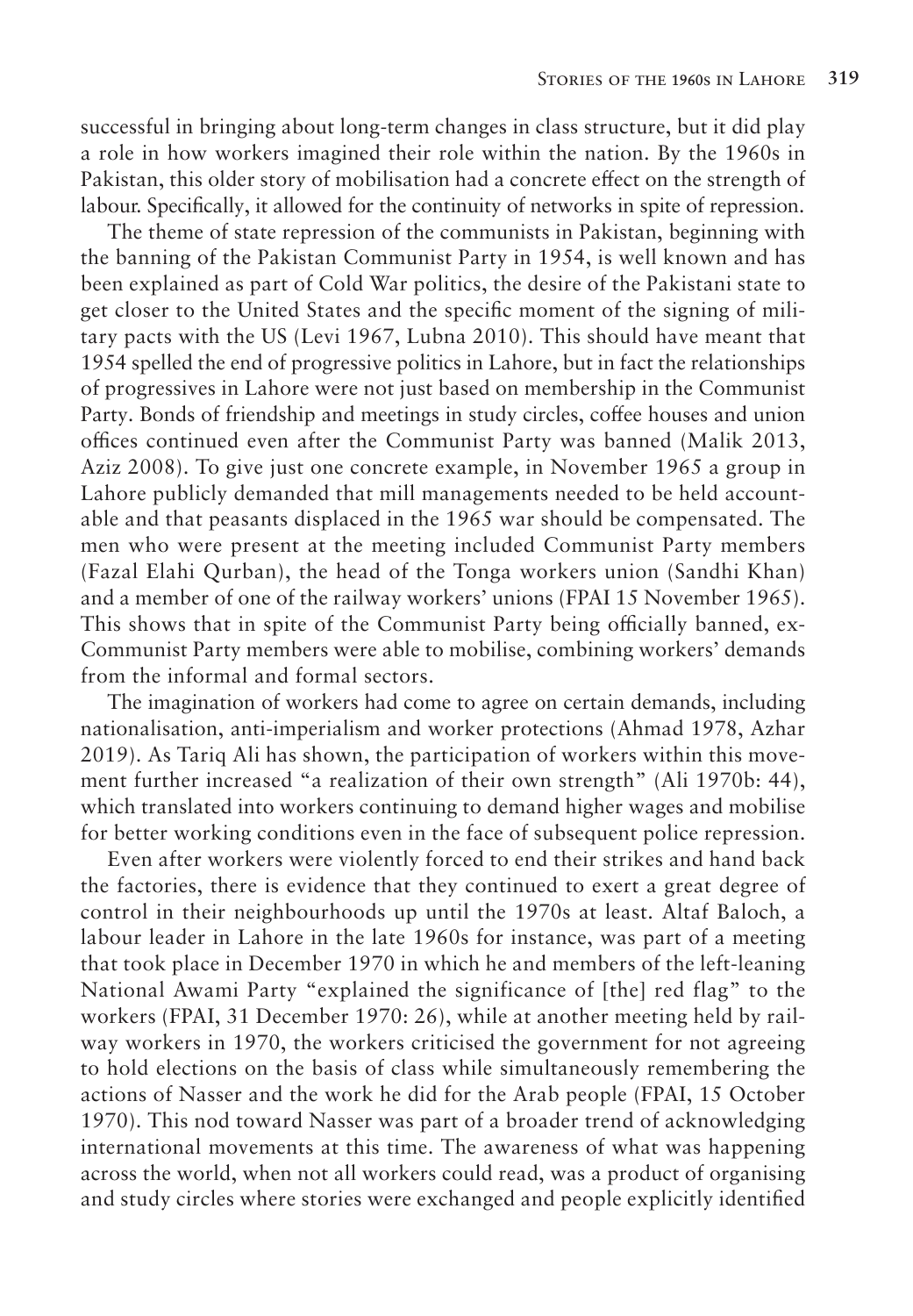successful in bringing about long-term changes in class structure, but it did play a role in how workers imagined their role within the nation. By the 1960s in Pakistan, this older story of mobilisation had a concrete effect on the strength of labour. Specifically, it allowed for the continuity of networks in spite of repression.

The theme of state repression of the communists in Pakistan, beginning with the banning of the Pakistan Communist Party in 1954, is well known and has been explained as part of Cold War politics, the desire of the Pakistani state to get closer to the United States and the specific moment of the signing of military pacts with the US (Levi 1967, Lubna 2010). This should have meant that 1954 spelled the end of progressive politics in Lahore, but in fact the relationships of progressives in Lahore were not just based on membership in the Communist Party. Bonds of friendship and meetings in study circles, coffee houses and union offices continued even after the Communist Party was banned (Malik 2013, Aziz 2008). To give just one concrete example, in November 1965 a group in Lahore publicly demanded that mill managements needed to be held accountable and that peasants displaced in the 1965 war should be compensated. The men who were present at the meeting included Communist Party members (Fazal Elahi Qurban), the head of the Tonga workers union (Sandhi Khan) and a member of one of the railway workers' unions (FPAI 15 November 1965). This shows that in spite of the Communist Party being officially banned, ex-Communist Party members were able to mobilise, combining workers' demands from the informal and formal sectors.

The imagination of workers had come to agree on certain demands, including nationalisation, anti-imperialism and worker protections (Ahmad 1978, Azhar 2019). As Tariq Ali has shown, the participation of workers within this movement further increased "a realization of their own strength" (Ali 1970b: 44), which translated into workers continuing to demand higher wages and mobilise for better working conditions even in the face of subsequent police repression.

Even after workers were violently forced to end their strikes and hand back the factories, there is evidence that they continued to exert a great degree of control in their neighbourhoods up until the 1970s at least. Altaf Baloch, a labour leader in Lahore in the late 1960s for instance, was part of a meeting that took place in December 1970 in which he and members of the left-leaning National Awami Party "explained the significance of [the] red flag" to the workers (FPAI, 31 December 1970: 26), while at another meeting held by railway workers in 1970, the workers criticised the government for not agreeing to hold elections on the basis of class while simultaneously remembering the actions of Nasser and the work he did for the Arab people (FPAI, 15 October 1970). This nod toward Nasser was part of a broader trend of acknowledging international movements at this time. The awareness of what was happening across the world, when not all workers could read, was a product of organising and study circles where stories were exchanged and people explicitly identified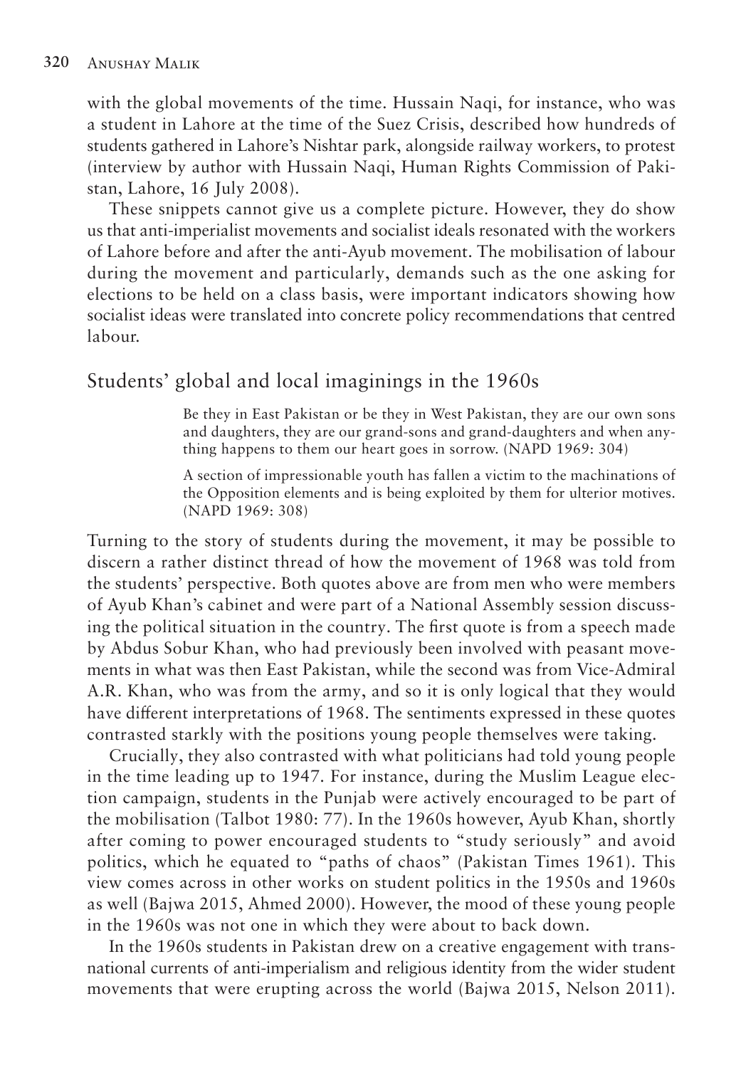with the global movements of the time. Hussain Naqi, for instance, who was a student in Lahore at the time of the Suez Crisis, described how hundreds of students gathered in Lahore's Nishtar park, alongside railway workers, to protest (interview by author with Hussain Naqi, Human Rights Commission of Pakistan, Lahore, 16 July 2008).

These snippets cannot give us a complete picture. However, they do show us that anti-imperialist movements and socialist ideals resonated with the workers of Lahore before and after the anti-Ayub movement. The mobilisation of labour during the movement and particularly, demands such as the one asking for elections to be held on a class basis, were important indicators showing how socialist ideas were translated into concrete policy recommendations that centred labour.

## Students' global and local imaginings in the 1960s

> Be they in East Pakistan or be they in West Pakistan, they are our own sons and daughters, they are our grand-sons and grand-daughters and when anything happens to them our heart goes in sorrow. (NAPD 1969: 304)

> A section of impressionable youth has fallen a victim to the machinations of the Opposition elements and is being exploited by them for ulterior motives. (NAPD 1969: 308)

Turning to the story of students during the movement, it may be possible to discern a rather distinct thread of how the movement of 1968 was told from the students' perspective. Both quotes above are from men who were members of Ayub Khan's cabinet and were part of a National Assembly session discussing the political situation in the country. The first quote is from a speech made by Abdus Sobur Khan, who had previously been involved with peasant movements in what was then East Pakistan, while the second was from Vice-Admiral A.R. Khan, who was from the army, and so it is only logical that they would have different interpretations of 1968. The sentiments expressed in these quotes contrasted starkly with the positions young people themselves were taking.

Crucially, they also contrasted with what politicians had told young people in the time leading up to 1947. For instance, during the Muslim League election campaign, students in the Punjab were actively encouraged to be part of the mobilisation (Talbot 1980: 77). In the 1960s however, Ayub Khan, shortly after coming to power encouraged students to "study seriously" and avoid politics, which he equated to "paths of chaos" (Pakistan Times 1961). This view comes across in other works on student politics in the 1950s and 1960s as well (Bajwa 2015, Ahmed 2000). However, the mood of these young people in the 1960s was not one in which they were about to back down.

In the 1960s students in Pakistan drew on a creative engagement with transnational currents of anti-imperialism and religious identity from the wider student movements that were erupting across the world (Bajwa 2015, Nelson 2011).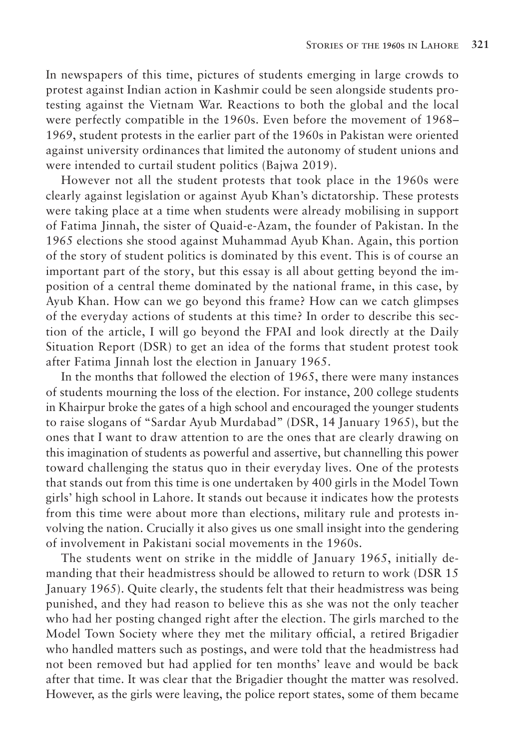In newspapers of this time, pictures of students emerging in large crowds to protest against Indian action in Kashmir could be seen alongside students protesting against the Vietnam War. Reactions to both the global and the local were perfectly compatible in the 1960s. Even before the movement of 1968–1969, student protests in the earlier part of the 1960s in Pakistan were oriented against university ordinances that limited the autonomy of student unions and were intended to curtail student politics (Bajwa 2019).

However not all the student protests that took place in the 1960s were clearly against legislation or against Ayub Khan's dictatorship. These protests were taking place at a time when students were already mobilising in support of Fatima Jinnah, the sister of Quaid-e-Azam, the founder of Pakistan. In the 1965 elections she stood against Muhammad Ayub Khan. Again, this portion of the story of student politics is dominated by this event. This is of course an important part of the story, but this essay is all about getting beyond the imposition of a central theme dominated by the national frame, in this case, by Ayub Khan. How can we go beyond this frame? How can we catch glimpses of the everyday actions of students at this time? In order to describe this section of the article, I will go beyond the FPAI and look directly at the Daily Situation Report (DSR) to get an idea of the forms that student protest took after Fatima Jinnah lost the election in January 1965.

In the months that followed the election of 1965, there were many instances of students mourning the loss of the election. For instance, 200 college students in Khairpur broke the gates of a high school and encouraged the younger students to raise slogans of "Sardar Ayub Murdabad" (DSR, 14 January 1965), but the ones that I want to draw attention to are the ones that are clearly drawing on this imagination of students as powerful and assertive, but channelling this power toward challenging the status quo in their everyday lives. One of the protests that stands out from this time is one undertaken by 400 girls in the Model Town girls' high school in Lahore. It stands out because it indicates how the protests from this time were about more than elections, military rule and protests involving the nation. Crucially it also gives us one small insight into the gendering of involvement in Pakistani social movements in the 1960s.

The students went on strike in the middle of January 1965, initially demanding that their headmistress should be allowed to return to work (DSR 15 January 1965). Quite clearly, the students felt that their headmistress was being punished, and they had reason to believe this as she was not the only teacher who had her posting changed right after the election. The girls marched to the Model Town Society where they met the military official, a retired Brigadier who handled matters such as postings, and were told that the headmistress had not been removed but had applied for ten months' leave and would be back after that time. It was clear that the Brigadier thought the matter was resolved. However, as the girls were leaving, the police report states, some of them became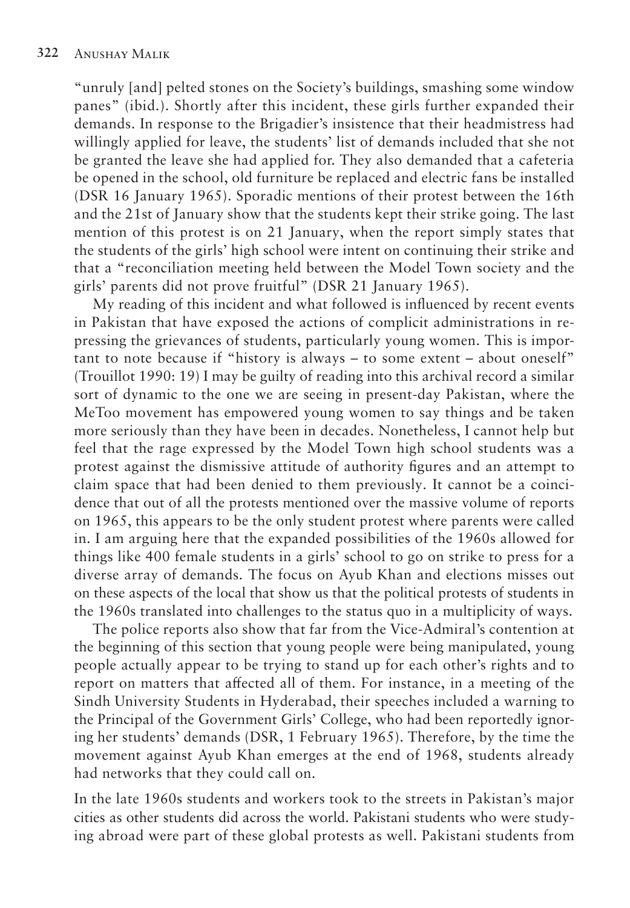"unruly [and] pelted stones on the Society's buildings, smashing some window panes" (ibid.). Shortly after this incident, these girls further expanded their demands. In response to the Brigadier's insistence that their headmistress had willingly applied for leave, the students' list of demands included that she not be granted the leave she had applied for. They also demanded that a cafeteria be opened in the school, old furniture be replaced and electric fans be installed (DSR 16 January 1965). Sporadic mentions of their protest between the 16th and the 21st of January show that the students kept their strike going. The last mention of this protest is on 21 January, when the report simply states that the students of the girls' high school were intent on continuing their strike and that a "reconciliation meeting held between the Model Town society and the girls' parents did not prove fruitful" (DSR 21 January 1965).

My reading of this incident and what followed is influenced by recent events in Pakistan that have exposed the actions of complicit administrations in repressing the grievances of students, particularly young women. This is important to note because if "history is always – to some extent – about oneself" (Trouillot 1990: 19) I may be guilty of reading into this archival record a similar sort of dynamic to the one we are seeing in present-day Pakistan, where the MeToo movement has empowered young women to say things and be taken more seriously than they have been in decades. Nonetheless, I cannot help but feel that the rage expressed by the Model Town high school students was a protest against the dismissive attitude of authority figures and an attempt to claim space that had been denied to them previously. It cannot be a coincidence that out of all the protests mentioned over the massive volume of reports on 1965, this appears to be the only student protest where parents were called in. I am arguing here that the expanded possibilities of the 1960s allowed for things like 400 female students in a girls' school to go on strike to press for a diverse array of demands. The focus on Ayub Khan and elections misses out on these aspects of the local that show us that the political protests of students in the 1960s translated into challenges to the status quo in a multiplicity of ways.

The police reports also show that far from the Vice-Admiral's contention at the beginning of this section that young people were being manipulated, young people actually appear to be trying to stand up for each other's rights and to report on matters that affected all of them. For instance, in a meeting of the Sindh University Students in Hyderabad, their speeches included a warning to the Principal of the Government Girls' College, who had been reportedly ignoring her students' demands (DSR, 1 February 1965). Therefore, by the time the movement against Ayub Khan emerges at the end of 1968, students already had networks that they could call on.

In the late 1960s students and workers took to the streets in Pakistan's major cities as other students did across the world. Pakistani students who were studying abroad were part of these global protests as well. Pakistani students from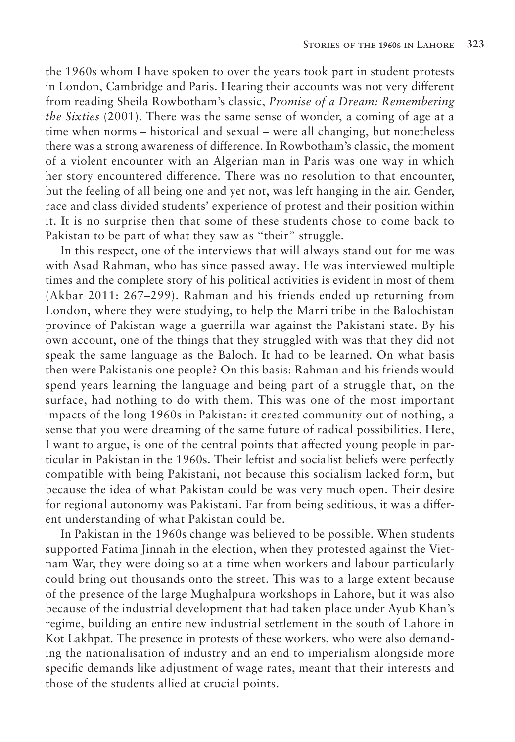the 1960s whom I have spoken to over the years took part in student protests in London, Cambridge and Paris. Hearing their accounts was not very different from reading Sheila Rowbotham's classic, *Promise of a Dream: Remembering the Sixties* (2001). There was the same sense of wonder, a coming of age at a time when norms – historical and sexual – were all changing, but nonetheless there was a strong awareness of difference. In Rowbotham's classic, the moment of a violent encounter with an Algerian man in Paris was one way in which her story encountered difference. There was no resolution to that encounter, but the feeling of all being one and yet not, was left hanging in the air. Gender, race and class divided students' experience of protest and their position within it. It is no surprise then that some of these students chose to come back to Pakistan to be part of what they saw as "their" struggle.

In this respect, one of the interviews that will always stand out for me was with Asad Rahman, who has since passed away. He was interviewed multiple times and the complete story of his political activities is evident in most of them (Akbar 2011: 267–299). Rahman and his friends ended up returning from London, where they were studying, to help the Marri tribe in the Balochistan province of Pakistan wage a guerrilla war against the Pakistani state. By his own account, one of the things that they struggled with was that they did not speak the same language as the Baloch. It had to be learned. On what basis then were Pakistanis one people? On this basis: Rahman and his friends would spend years learning the language and being part of a struggle that, on the surface, had nothing to do with them. This was one of the most important impacts of the long 1960s in Pakistan: it created community out of nothing, a sense that you were dreaming of the same future of radical possibilities. Here, I want to argue, is one of the central points that affected young people in particular in Pakistan in the 1960s. Their leftist and socialist beliefs were perfectly compatible with being Pakistani, not because this socialism lacked form, but because the idea of what Pakistan could be was very much open. Their desire for regional autonomy was Pakistani. Far from being seditious, it was a different understanding of what Pakistan could be.

In Pakistan in the 1960s change was believed to be possible. When students supported Fatima Jinnah in the election, when they protested against the Vietnam War, they were doing so at a time when workers and labour particularly could bring out thousands onto the street. This was to a large extent because of the presence of the large Mughalpura workshops in Lahore, but it was also because of the industrial development that had taken place under Ayub Khan's regime, building an entire new industrial settlement in the south of Lahore in Kot Lakhpat. The presence in protests of these workers, who were also demanding the nationalisation of industry and an end to imperialism alongside more specific demands like adjustment of wage rates, meant that their interests and those of the students allied at crucial points.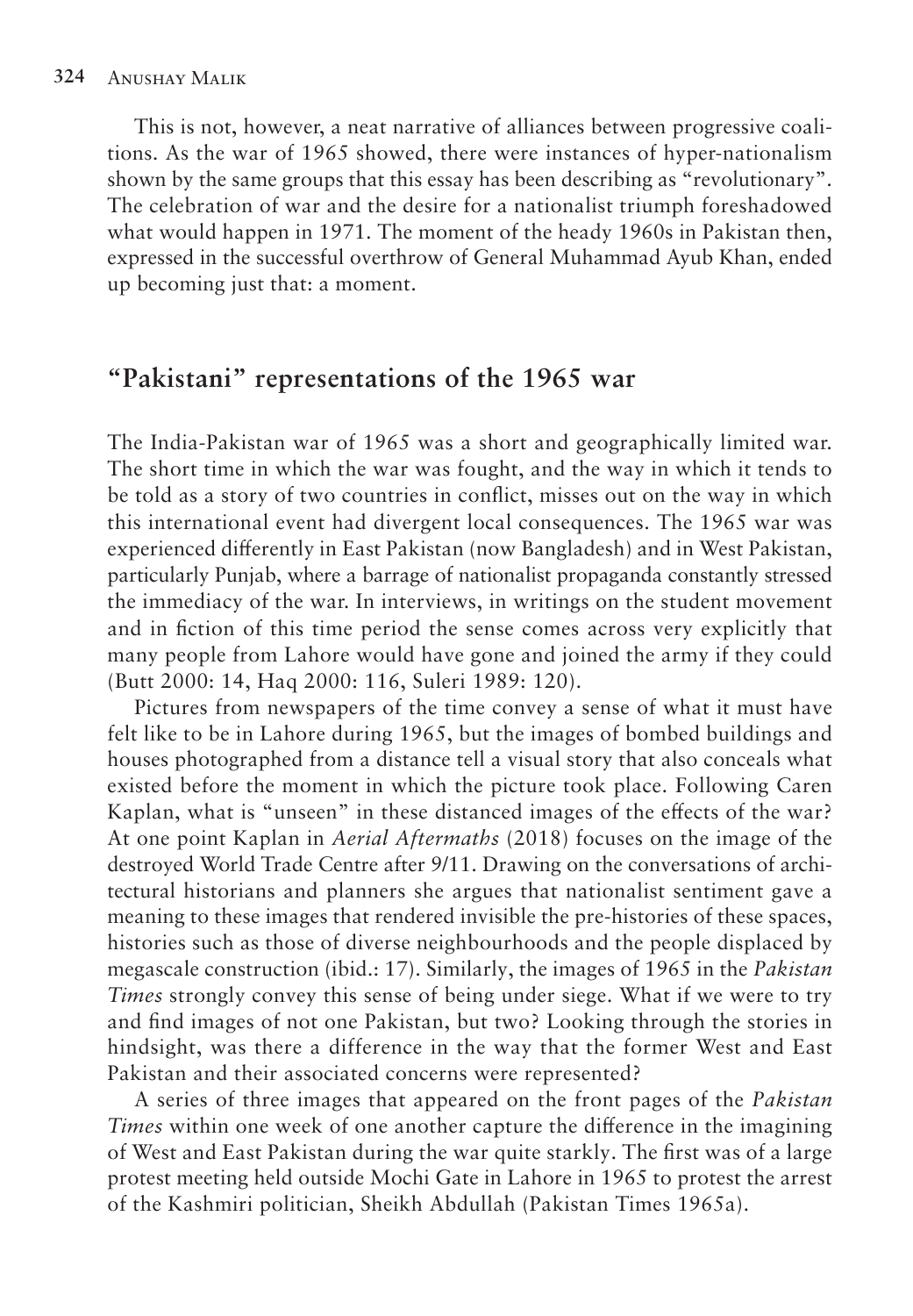This is not, however, a neat narrative of alliances between progressive coalitions. As the war of 1965 showed, there were instances of hyper-nationalism shown by the same groups that this essay has been describing as "revolutionary". The celebration of war and the desire for a nationalist triumph foreshadowed what would happen in 1971. The moment of the heady 1960s in Pakistan then, expressed in the successful overthrow of General Muhammad Ayub Khan, ended up becoming just that: a moment.

## "Pakistani" representations of the 1965 war

The India-Pakistan war of 1965 was a short and geographically limited war. The short time in which the war was fought, and the way in which it tends to be told as a story of two countries in conflict, misses out on the way in which this international event had divergent local consequences. The 1965 war was experienced differently in East Pakistan (now Bangladesh) and in West Pakistan, particularly Punjab, where a barrage of nationalist propaganda constantly stressed the immediacy of the war. In interviews, in writings on the student movement and in fiction of this time period the sense comes across very explicitly that many people from Lahore would have gone and joined the army if they could (Butt 2000: 14, Haq 2000: 116, Suleri 1989: 120).

Pictures from newspapers of the time convey a sense of what it must have felt like to be in Lahore during 1965, but the images of bombed buildings and houses photographed from a distance tell a visual story that also conceals what existed before the moment in which the picture took place. Following Caren Kaplan, what is "unseen" in these distanced images of the effects of the war? At one point Kaplan in *Aerial Aftermaths* (2018) focuses on the image of the destroyed World Trade Centre after 9/11. Drawing on the conversations of architectural historians and planners she argues that nationalist sentiment gave a meaning to these images that rendered invisible the pre-histories of these spaces, histories such as those of diverse neighbourhoods and the people displaced by megascale construction (ibid.: 17). Similarly, the images of 1965 in the *Pakistan Times* strongly convey this sense of being under siege. What if we were to try and find images of not one Pakistan, but two? Looking through the stories in hindsight, was there a difference in the way that the former West and East Pakistan and their associated concerns were represented?

A series of three images that appeared on the front pages of the *Pakistan Times* within one week of one another capture the difference in the imagining of West and East Pakistan during the war quite starkly. The first was of a large protest meeting held outside Mochi Gate in Lahore in 1965 to protest the arrest of the Kashmiri politician, Sheikh Abdullah (Pakistan Times 1965a).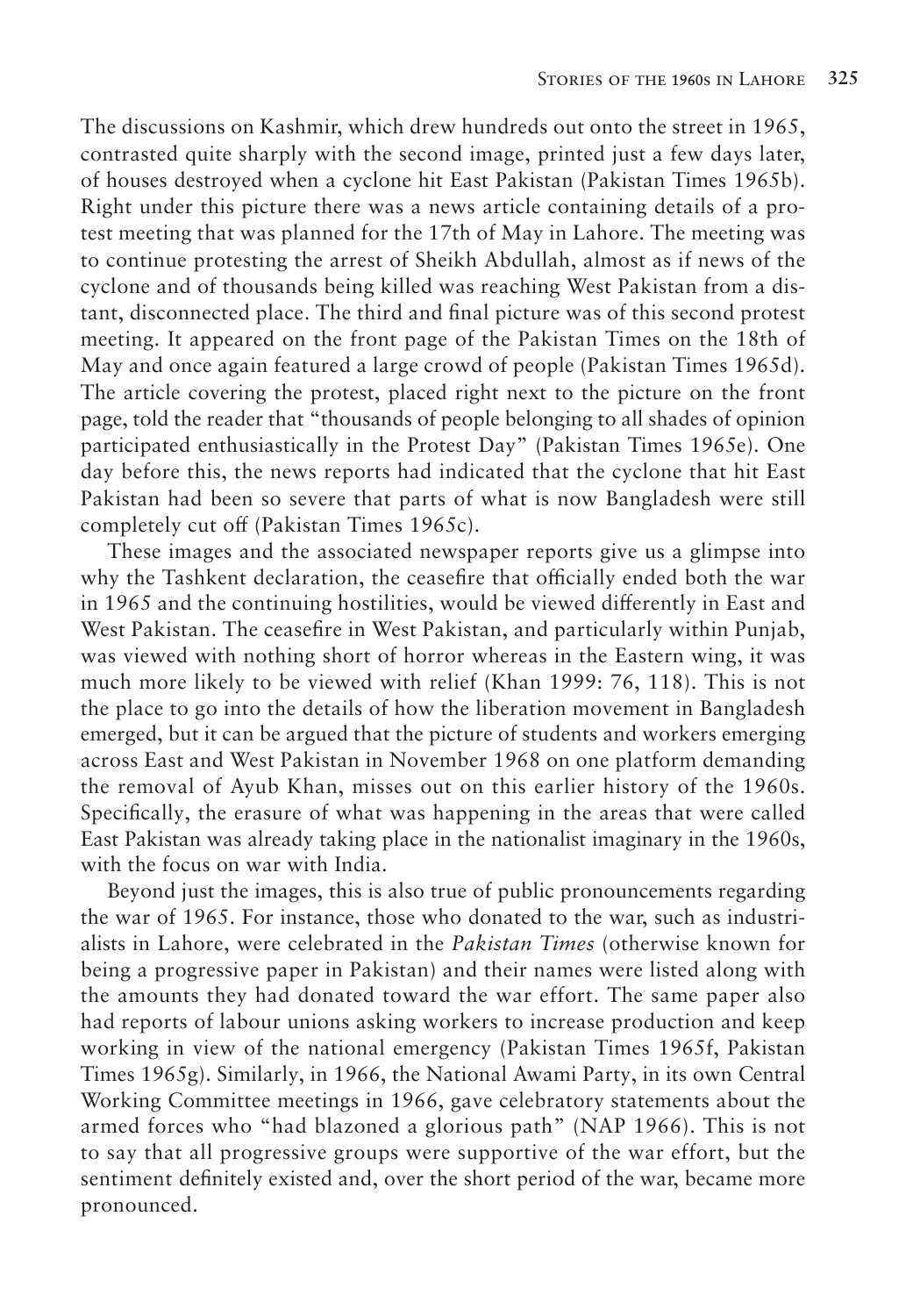The discussions on Kashmir, which drew hundreds out onto the street in 1965, contrasted quite sharply with the second image, printed just a few days later, of houses destroyed when a cyclone hit East Pakistan (Pakistan Times 1965b). Right under this picture there was a news article containing details of a protest meeting that was planned for the 17th of May in Lahore. The meeting was to continue protesting the arrest of Sheikh Abdullah, almost as if news of the cyclone and of thousands being killed was reaching West Pakistan from a distant, disconnected place. The third and final picture was of this second protest meeting. It appeared on the front page of the Pakistan Times on the 18th of May and once again featured a large crowd of people (Pakistan Times 1965d). The article covering the protest, placed right next to the picture on the front page, told the reader that "thousands of people belonging to all shades of opinion participated enthusiastically in the Protest Day" (Pakistan Times 1965e). One day before this, the news reports had indicated that the cyclone that hit East Pakistan had been so severe that parts of what is now Bangladesh were still completely cut off (Pakistan Times 1965c).

These images and the associated newspaper reports give us a glimpse into why the Tashkent declaration, the ceasefire that officially ended both the war in 1965 and the continuing hostilities, would be viewed differently in East and West Pakistan. The ceasefire in West Pakistan, and particularly within Punjab, was viewed with nothing short of horror whereas in the Eastern wing, it was much more likely to be viewed with relief (Khan 1999: 76, 118). This is not the place to go into the details of how the liberation movement in Bangladesh emerged, but it can be argued that the picture of students and workers emerging across East and West Pakistan in November 1968 on one platform demanding the removal of Ayub Khan, misses out on this earlier history of the 1960s. Specifically, the erasure of what was happening in the areas that were called East Pakistan was already taking place in the nationalist imaginary in the 1960s, with the focus on war with India.

Beyond just the images, this is also true of public pronouncements regarding the war of 1965. For instance, those who donated to the war, such as industrialists in Lahore, were celebrated in the *Pakistan Times* (otherwise known for being a progressive paper in Pakistan) and their names were listed along with the amounts they had donated toward the war effort. The same paper also had reports of labour unions asking workers to increase production and keep working in view of the national emergency (Pakistan Times 1965f, Pakistan Times 1965g). Similarly, in 1966, the National Awami Party, in its own Central Working Committee meetings in 1966, gave celebratory statements about the armed forces who "had blazoned a glorious path" (NAP 1966). This is not to say that all progressive groups were supportive of the war effort, but the sentiment definitely existed and, over the short period of the war, became more pronounced.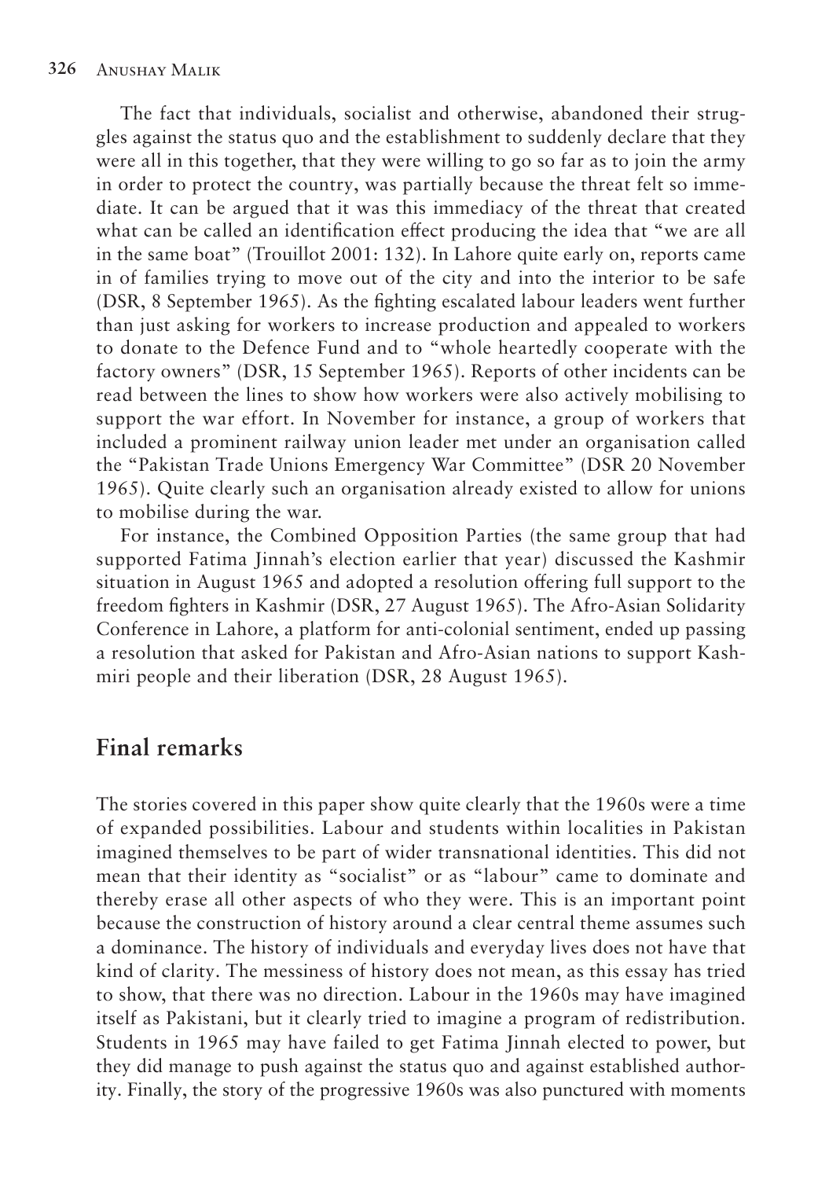The fact that individuals, socialist and otherwise, abandoned their struggles against the status quo and the establishment to suddenly declare that they were all in this together, that they were willing to go so far as to join the army in order to protect the country, was partially because the threat felt so immediate. It can be argued that it was this immediacy of the threat that created what can be called an identification effect producing the idea that "we are all in the same boat" (Trouillot 2001: 132). In Lahore quite early on, reports came in of families trying to move out of the city and into the interior to be safe (DSR, 8 September 1965). As the fighting escalated labour leaders went further than just asking for workers to increase production and appealed to workers to donate to the Defence Fund and to "whole heartedly cooperate with the factory owners" (DSR, 15 September 1965). Reports of other incidents can be read between the lines to show how workers were also actively mobilising to support the war effort. In November for instance, a group of workers that included a prominent railway union leader met under an organisation called the "Pakistan Trade Unions Emergency War Committee" (DSR 20 November 1965). Quite clearly such an organisation already existed to allow for unions to mobilise during the war.

For instance, the Combined Opposition Parties (the same group that had supported Fatima Jinnah's election earlier that year) discussed the Kashmir situation in August 1965 and adopted a resolution offering full support to the freedom fighters in Kashmir (DSR, 27 August 1965). The Afro-Asian Solidarity Conference in Lahore, a platform for anti-colonial sentiment, ended up passing a resolution that asked for Pakistan and Afro-Asian nations to support Kashmiri people and their liberation (DSR, 28 August 1965).

## Final remarks

The stories covered in this paper show quite clearly that the 1960s were a time of expanded possibilities. Labour and students within localities in Pakistan imagined themselves to be part of wider transnational identities. This did not mean that their identity as "socialist" or as "labour" came to dominate and thereby erase all other aspects of who they were. This is an important point because the construction of history around a clear central theme assumes such a dominance. The history of individuals and everyday lives does not have that kind of clarity. The messiness of history does not mean, as this essay has tried to show, that there was no direction. Labour in the 1960s may have imagined itself as Pakistani, but it clearly tried to imagine a program of redistribution. Students in 1965 may have failed to get Fatima Jinnah elected to power, but they did manage to push against the status quo and against established authority. Finally, the story of the progressive 1960s was also punctured with moments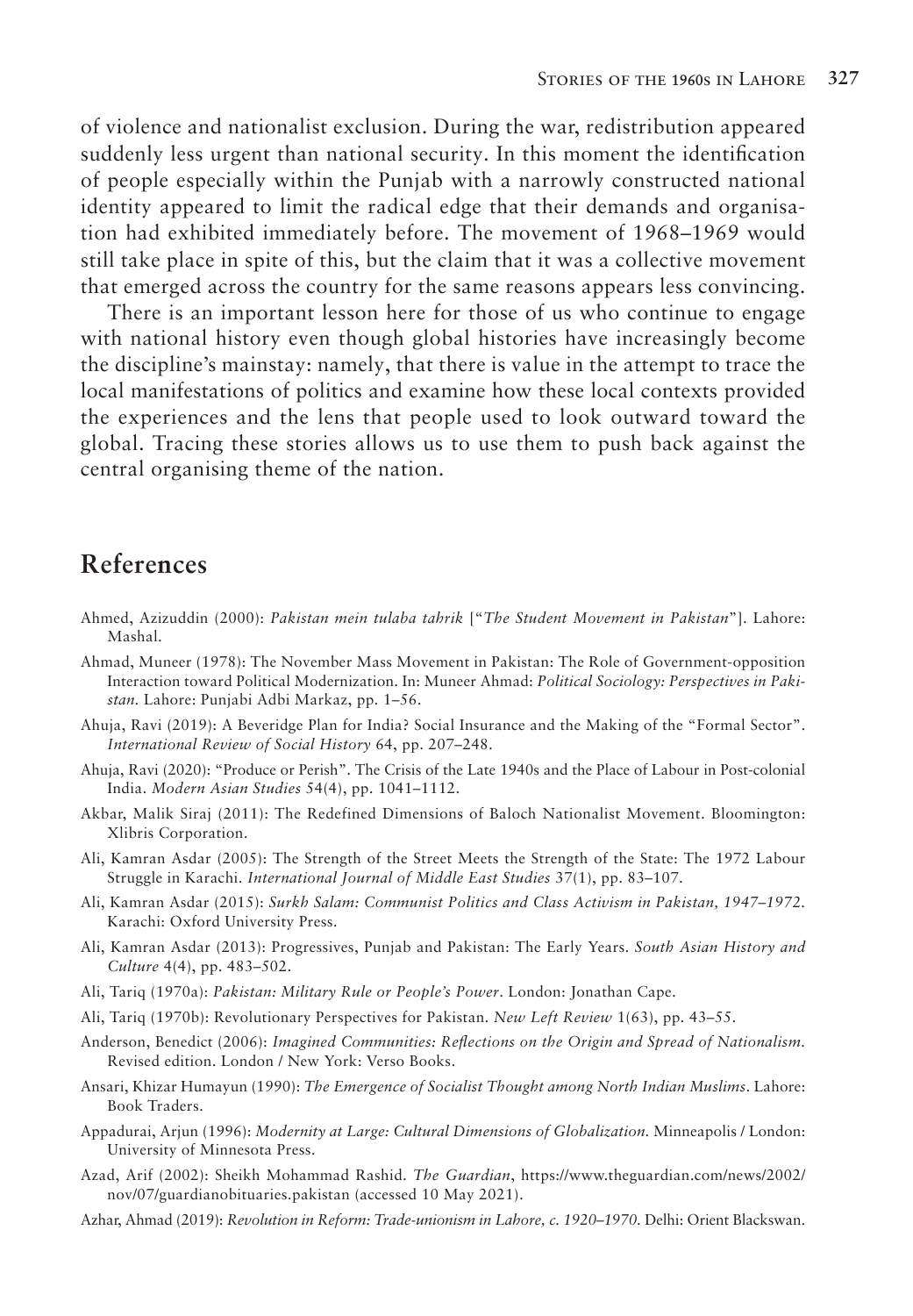of violence and nationalist exclusion. During the war, redistribution appeared suddenly less urgent than national security. In this moment the identification of people especially within the Punjab with a narrowly constructed national identity appeared to limit the radical edge that their demands and organisation had exhibited immediately before. The movement of 1968–1969 would still take place in spite of this, but the claim that it was a collective movement that emerged across the country for the same reasons appears less convincing.

There is an important lesson here for those of us who continue to engage with national history even though global histories have increasingly become the discipline's mainstay: namely, that there is value in the attempt to trace the local manifestations of politics and examine how these local contexts provided the experiences and the lens that people used to look outward toward the global. Tracing these stories allows us to use them to push back against the central organising theme of the nation.

## References

Ahmed, Azizuddin (2000): *Pakistan mein tulaba tahrik* ["*The Student Movement in Pakistan*"]. Lahore: Mashal.

Ahmad, Muneer (1978): The November Mass Movement in Pakistan: The Role of Government-opposition Interaction toward Political Modernization. In: Muneer Ahmad: *Political Sociology: Perspectives in Pakistan.* Lahore: Punjabi Adbi Markaz, pp. 1–56.

Ahuja, Ravi (2019): A Beveridge Plan for India? Social Insurance and the Making of the "Formal Sector". *International Review of Social History* 64, pp. 207–248.

Ahuja, Ravi (2020): "Produce or Perish". The Crisis of the Late 1940s and the Place of Labour in Post-colonial India. *Modern Asian Studies* 54(4), pp. 1041–1112.

Akbar, Malik Siraj (2011): The Redefined Dimensions of Baloch Nationalist Movement. Bloomington: Xlibris Corporation.

Ali, Kamran Asdar (2005): The Strength of the Street Meets the Strength of the State: The 1972 Labour Struggle in Karachi. *International Journal of Middle East Studies* 37(1), pp. 83–107.

Ali, Kamran Asdar (2015): *Surkh Salam: Communist Politics and Class Activism in Pakistan, 1947–1972.* Karachi: Oxford University Press.

Ali, Kamran Asdar (2013): Progressives, Punjab and Pakistan: The Early Years. *South Asian History and Culture* 4(4), pp. 483–502.

Ali, Tariq (1970a): *Pakistan: Military Rule or People's Power*. London: Jonathan Cape.

Ali, Tariq (1970b): Revolutionary Perspectives for Pakistan. *New Left Review* 1(63), pp. 43–55.

Anderson, Benedict (2006): *Imagined Communities: Reflections on the Origin and Spread of Nationalism.* Revised edition. London / New York: Verso Books.

Ansari, Khizar Humayun (1990): *The Emergence of Socialist Thought among North Indian Muslims*. Lahore: Book Traders.

Appadurai, Arjun (1996): *Modernity at Large: Cultural Dimensions of Globalization.* Minneapolis / London: University of Minnesota Press.

Azad, Arif (2002): Sheikh Mohammad Rashid. *The Guardian*, https://www.theguardian.com/news/2002/nov/07/guardianobituaries.pakistan (accessed 10 May 2021).

Azhar, Ahmad (2019): *Revolution in Reform: Trade-unionism in Lahore, c. 1920–1970.* Delhi: Orient Blackswan.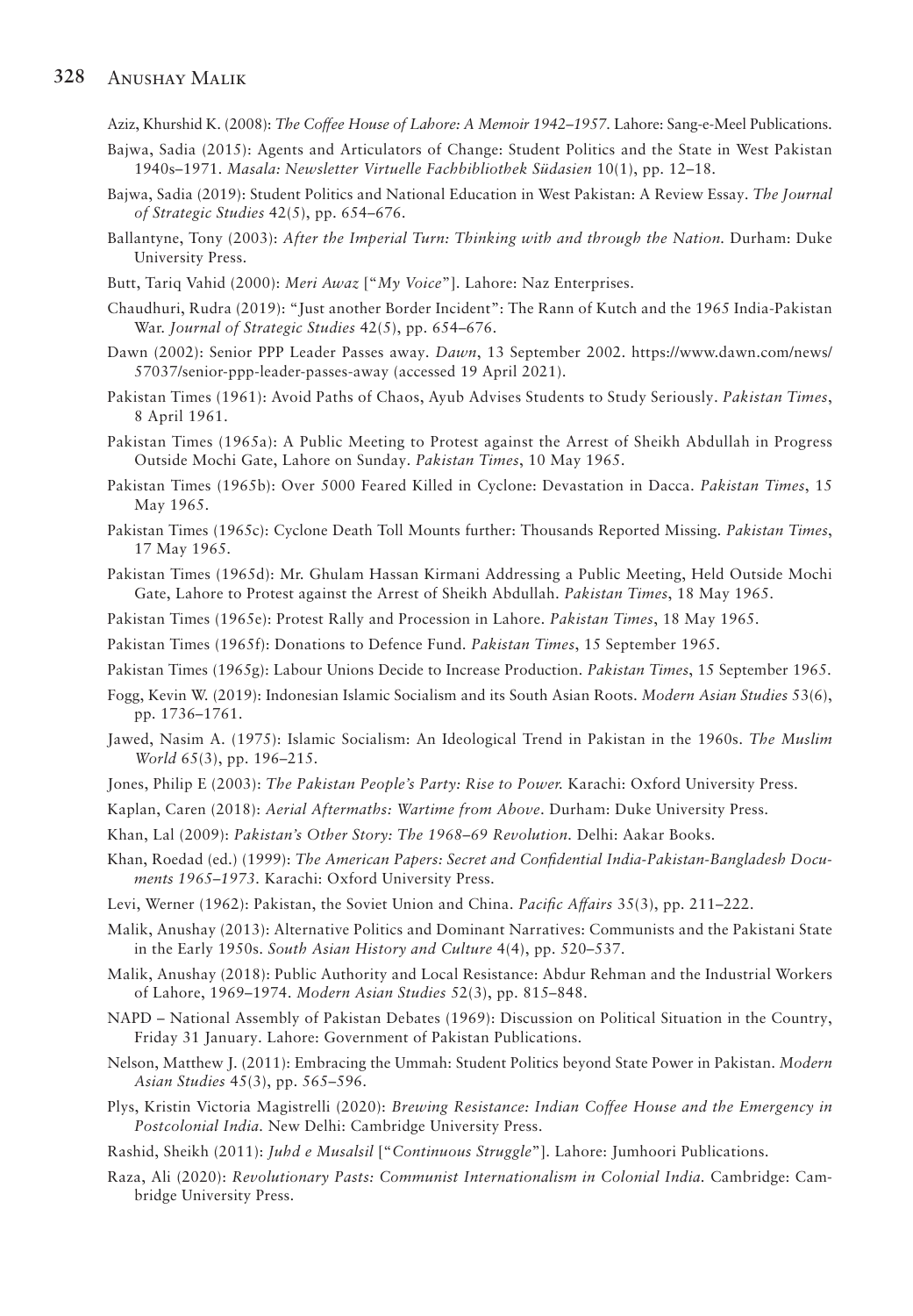Aziz, Khurshid K. (2008): *The Coffee House of Lahore: A Memoir 1942–1957.* Lahore: Sang-e-Meel Publications.

Bajwa, Sadia (2015): Agents and Articulators of Change: Student Politics and the State in West Pakistan 1940s–1971. *Masala: Newsletter Virtuelle Fachbibliothek Südasien* 10(1), pp. 12–18.

Bajwa, Sadia (2019): Student Politics and National Education in West Pakistan: A Review Essay. *The Journal of Strategic Studies* 42(5), pp. 654–676.

Ballantyne, Tony (2003): *After the Imperial Turn: Thinking with and through the Nation.* Durham: Duke University Press.

Butt, Tariq Vahid (2000): *Meri Awaz* ["*My Voice*"]. Lahore: Naz Enterprises.

Chaudhuri, Rudra (2019): "Just another Border Incident": The Rann of Kutch and the 1965 India-Pakistan War. *Journal of Strategic Studies* 42(5), pp. 654–676.

Dawn (2002): Senior PPP Leader Passes away. *Dawn*, 13 September 2002. https://www.dawn.com/news/57037/senior-ppp-leader-passes-away (accessed 19 April 2021).

Pakistan Times (1961): Avoid Paths of Chaos, Ayub Advises Students to Study Seriously. *Pakistan Times*, 8 April 1961.

Pakistan Times (1965a): A Public Meeting to Protest against the Arrest of Sheikh Abdullah in Progress Outside Mochi Gate, Lahore on Sunday. *Pakistan Times*, 10 May 1965.

Pakistan Times (1965b): Over 5000 Feared Killed in Cyclone: Devastation in Dacca. *Pakistan Times*, 15 May 1965.

Pakistan Times (1965c): Cyclone Death Toll Mounts further: Thousands Reported Missing. *Pakistan Times*, 17 May 1965.

Pakistan Times (1965d): Mr. Ghulam Hassan Kirmani Addressing a Public Meeting, Held Outside Mochi Gate, Lahore to Protest against the Arrest of Sheikh Abdullah. *Pakistan Times*, 18 May 1965.

Pakistan Times (1965e): Protest Rally and Procession in Lahore. *Pakistan Times*, 18 May 1965.

Pakistan Times (1965f): Donations to Defence Fund. *Pakistan Times*, 15 September 1965.

Pakistan Times (1965g): Labour Unions Decide to Increase Production. *Pakistan Times*, 15 September 1965.

Fogg, Kevin W. (2019): Indonesian Islamic Socialism and its South Asian Roots. *Modern Asian Studies* 53(6), pp. 1736–1761.

Jawed, Nasim A. (1975): Islamic Socialism: An Ideological Trend in Pakistan in the 1960s. *The Muslim World* 65(3), pp. 196–215.

Jones, Philip E (2003): *The Pakistan People's Party: Rise to Power.* Karachi: Oxford University Press.

Kaplan, Caren (2018): *Aerial Aftermaths: Wartime from Above*. Durham: Duke University Press.

Khan, Lal (2009): *Pakistan's Other Story: The 1968–69 Revolution.* Delhi: Aakar Books.

Khan, Roedad (ed.) (1999): *The American Papers: Secret and Confidential India-Pakistan-Bangladesh Documents 1965–1973.* Karachi: Oxford University Press.

Levi, Werner (1962): Pakistan, the Soviet Union and China. *Pacific Affairs* 35(3), pp. 211–222.

Malik, Anushay (2013): Alternative Politics and Dominant Narratives: Communists and the Pakistani State in the Early 1950s. *South Asian History and Culture* 4(4), pp. 520–537.

Malik, Anushay (2018): Public Authority and Local Resistance: Abdur Rehman and the Industrial Workers of Lahore, 1969–1974. *Modern Asian Studies* 52(3), pp. 815–848.

NAPD – National Assembly of Pakistan Debates (1969): Discussion on Political Situation in the Country, Friday 31 January. Lahore: Government of Pakistan Publications.

Nelson, Matthew J. (2011): Embracing the Ummah: Student Politics beyond State Power in Pakistan. *Modern Asian Studies* 45(3), pp. 565–596.

Plys, Kristin Victoria Magistrelli (2020): *Brewing Resistance: Indian Coffee House and the Emergency in Postcolonial India.* New Delhi: Cambridge University Press.

Rashid, Sheikh (2011): *Juhd e Musalsil* ["*Continuous Struggle*"]. Lahore: Jumhoori Publications.

Raza, Ali (2020): *Revolutionary Pasts: Communist Internationalism in Colonial India.* Cambridge: Cambridge University Press.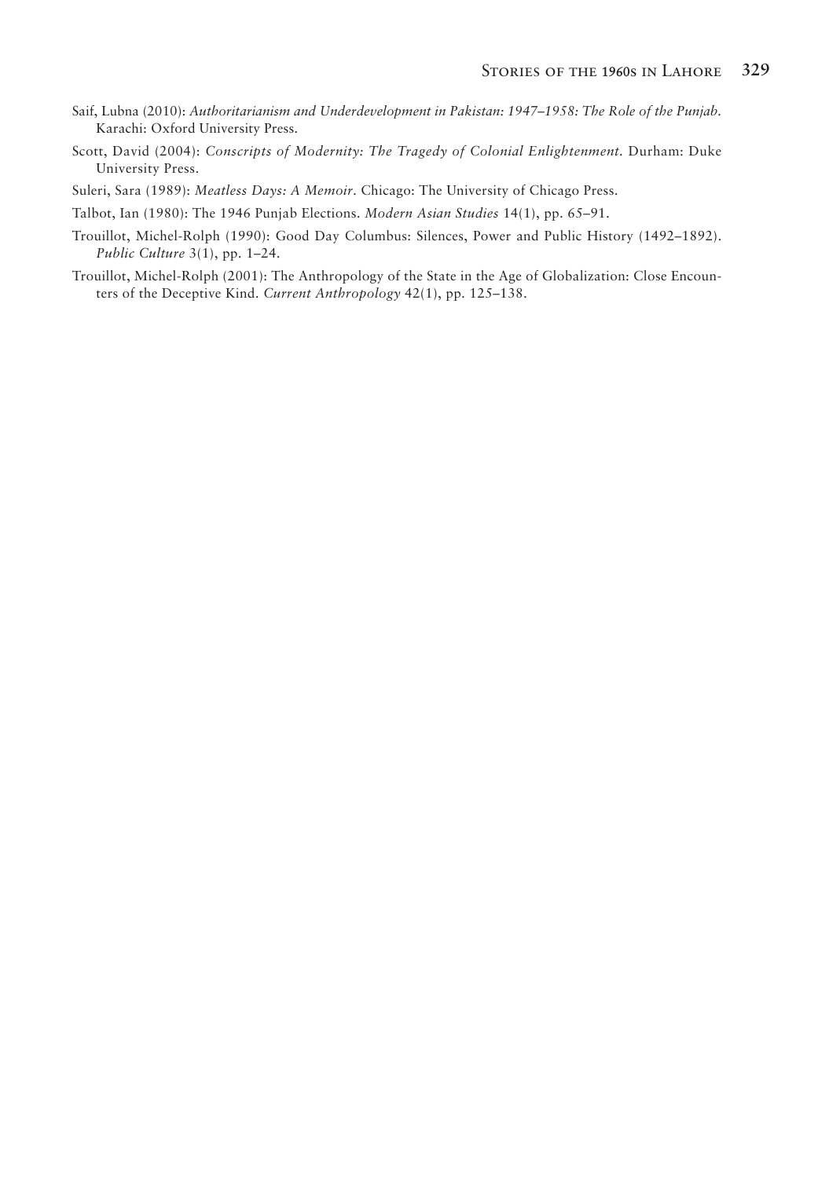Saif, Lubna (2010): *Authoritarianism and Underdevelopment in Pakistan: 1947–1958: The Role of the Punjab*. Karachi: Oxford University Press.

Scott, David (2004): *Conscripts of Modernity: The Tragedy of Colonial Enlightenment*. Durham: Duke University Press.

Suleri, Sara (1989): *Meatless Days: A Memoir*. Chicago: The University of Chicago Press.

Talbot, Ian (1980): The 1946 Punjab Elections. *Modern Asian Studies* 14(1), pp. 65–91.

Trouillot, Michel-Rolph (1990): Good Day Columbus: Silences, Power and Public History (1492–1892). *Public Culture* 3(1), pp. 1–24.

Trouillot, Michel-Rolph (2001): The Anthropology of the State in the Age of Globalization: Close Encounters of the Deceptive Kind. *Current Anthropology* 42(1), pp. 125–138.